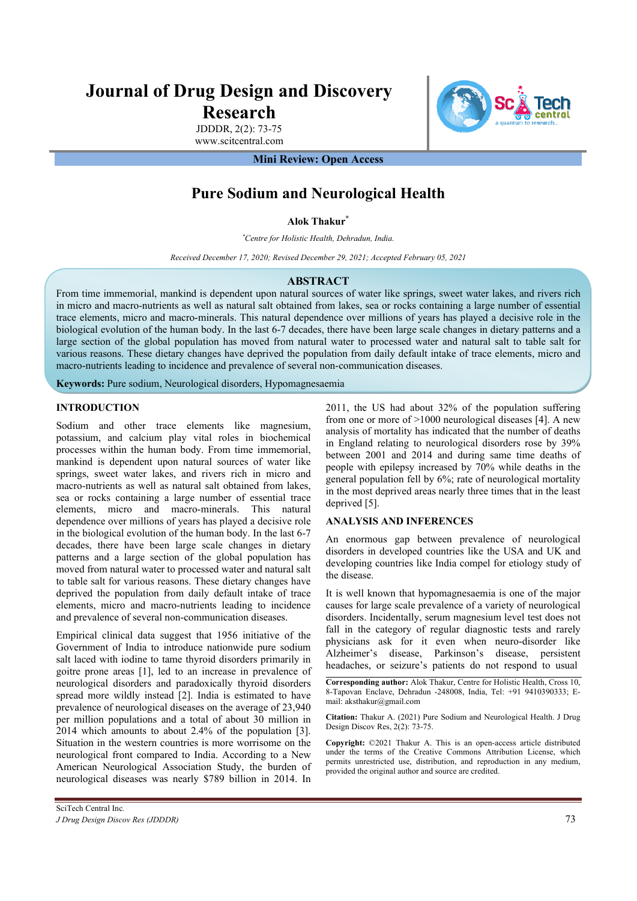# Journal of Drug Design and Discovery Research

JDDDR, 2(2): 73-75

www.scitcentral.com

**Mini Review: Open Access**

## Pure Sodium and Neurological Health

**Alok Thakur[*]**

*[*]Centre for Holistic Health, Dehradun, India.*

*Received December 17, 2020; Revised December 29, 2021; Accepted February 05, 2021*

### ABSTRACT

From time immemorial, mankind is dependent upon natural sources of water like springs, sweet water lakes, and rivers rich in micro and macro-nutrients as well as natural salt obtained from lakes, sea or rocks containing a large number of essential trace elements, micro and macro-minerals. This natural dependence over millions of years has played a decisive role in the biological evolution of the human body. In the last 6-7 decades, there have been large scale changes in dietary patterns and a large section of the global population has moved from natural water to processed water and natural salt to table salt for various reasons. These dietary changes have deprived the population from daily default intake of trace elements, micro and macro-nutrients leading to incidence and prevalence of several non-communication diseases.

**Keywords:** Pure sodium, Neurological disorders, Hypomagnesaemia

### INTRODUCTION

Sodium and other trace elements like magnesium, potassium, and calcium play vital roles in biochemical processes within the human body. From time immemorial, mankind is dependent upon natural sources of water like springs, sweet water lakes, and rivers rich in micro and macro-nutrients as well as natural salt obtained from lakes, sea or rocks containing a large number of essential trace elements, micro and macro-minerals. This natural dependence over millions of years has played a decisive role in the biological evolution of the human body. In the last 6-7 decades, there have been large scale changes in dietary patterns and a large section of the global population has moved from natural water to processed water and natural salt to table salt for various reasons. These dietary changes have deprived the population from daily default intake of trace elements, micro and macro-nutrients leading to incidence and prevalence of several non-communication diseases.

Empirical clinical data suggest that 1956 initiative of the Government of India to introduce nationwide pure sodium salt laced with iodine to tame thyroid disorders primarily in goitre prone areas [1], led to an increase in prevalence of neurological disorders and paradoxically thyroid disorders spread more wildly instead [2]. India is estimated to have prevalence of neurological diseases on the average of 23,940 per million populations and a total of about 30 million in 2014 which amounts to about 2.4% of the population [3]. Situation in the western countries is more worrisome on the neurological front compared to India. According to a New American Neurological Association Study, the burden of neurological diseases was nearly $789 billion in 2014. In 2011, the US had about 32% of the population suffering from one or more of >1000 neurological diseases [4]. A new analysis of mortality has indicated that the number of deaths in England relating to neurological disorders rose by 39% between 2001 and 2014 and during same time deaths of people with epilepsy increased by 70% while deaths in the general population fell by 6%; rate of neurological mortality in the most deprived areas nearly three times that in the least deprived [5].

### ANALYSIS AND INFERENCES

An enormous gap between prevalence of neurological disorders in developed countries like the USA and UK and developing countries like India compel for etiology study of the disease.

It is well known that hypomagnesaemia is one of the major causes for large scale prevalence of a variety of neurological disorders. Incidentally, serum magnesium level test does not fall in the category of regular diagnostic tests and rarely physicians ask for it even when neuro-disorder like Alzheimer's disease, Parkinson's disease, persistent headaches, or seizure's patients do not respond to usual

**Corresponding author:** Alok Thakur, Centre for Holistic Health, Cross 10, 8-Tapovan Enclave, Dehradun -248008, India, Tel: +91 9410390333; E-mail: aksthakur@gmail.com

**Citation:** Thakur A. (2021) Pure Sodium and Neurological Health. J Drug Design Discov Res, 2(2): 73-75.

**Copyright:** ©2021 Thakur A. This is an open-access article distributed under the terms of the Creative Commons Attribution License, which permits unrestricted use, distribution, and reproduction in any medium, provided the original author and source are credited.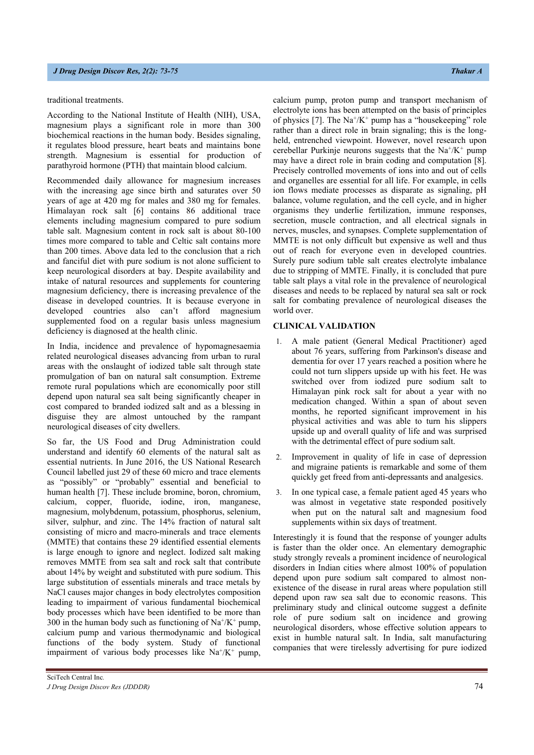traditional treatments.

According to the National Institute of Health (NIH), USA, magnesium plays a significant role in more than 300 biochemical reactions in the human body. Besides signaling, it regulates blood pressure, heart beats and maintains bone strength. Magnesium is essential for production of parathyroid hormone (PTH) that maintain blood calcium.

Recommended daily allowance for magnesium increases with the increasing age since birth and saturates over 50 years of age at 420 mg for males and 380 mg for females. Himalayan rock salt [6] contains 86 additional trace elements including magnesium compared to pure sodium table salt. Magnesium content in rock salt is about 80-100 times more compared to table and Celtic salt contains more than 200 times. Above data led to the conclusion that a rich and fanciful diet with pure sodium is not alone sufficient to keep neurological disorders at bay. Despite availability and intake of natural resources and supplements for countering magnesium deficiency, there is increasing prevalence of the disease in developed countries. It is because everyone in developed countries also can't afford magnesium supplemented food on a regular basis unless magnesium deficiency is diagnosed at the health clinic.

In India, incidence and prevalence of hypomagnesaemia related neurological diseases advancing from urban to rural areas with the onslaught of iodized table salt through state promulgation of ban on natural salt consumption. Extreme remote rural populations which are economically poor still depend upon natural sea salt being significantly cheaper in cost compared to branded iodized salt and as a blessing in disguise they are almost untouched by the rampant neurological diseases of city dwellers.

So far, the US Food and Drug Administration could understand and identify 60 elements of the natural salt as essential nutrients. In June 2016, the US National Research Council labelled just 29 of these 60 micro and trace elements as "possibly" or "probably" essential and beneficial to human health [7]. These include bromine, boron, chromium, calcium, copper, fluoride, iodine, iron, manganese, magnesium, molybdenum, potassium, phosphorus, selenium, silver, sulphur, and zinc. The 14% fraction of natural salt consisting of micro and macro-minerals and trace elements (MMTE) that contains these 29 identified essential elements is large enough to ignore and neglect. Iodized salt making removes MMTE from sea salt and rock salt that contribute about 14% by weight and substituted with pure sodium. This large substitution of essentials minerals and trace metals by NaCl causes major changes in body electrolytes composition leading to impairment of various fundamental biochemical body processes which have been identified to be more than 300 in the human body such as functioning of $Na^+/K^+$ pump, calcium pump and various thermodynamic and biological functions of the body system. Study of functional impairment of various body processes like $Na^+/K^+$ pump, calcium pump, proton pump and transport mechanism of electrolyte ions has been attempted on the basis of principles of physics [7]. The $Na^+/K^+$ pump has a "housekeeping" role rather than a direct role in brain signaling; this is the long-held, entrenched viewpoint. However, novel research upon cerebellar Purkinje neurons suggests that the $Na^+/K^+$ pump may have a direct role in brain coding and computation [8]. Precisely controlled movements of ions into and out of cells and organelles are essential for all life. For example, in cells ion flows mediate processes as disparate as signaling, pH balance, volume regulation, and the cell cycle, and in higher organisms they underlie fertilization, immune responses, secretion, muscle contraction, and all electrical signals in nerves, muscles, and synapses. Complete supplementation of MMTE is not only difficult but expensive as well and thus out of reach for everyone even in developed countries. Surely pure sodium table salt creates electrolyte imbalance due to stripping of MMTE. Finally, it is concluded that pure table salt plays a vital role in the prevalence of neurological diseases and needs to be replaced by natural sea salt or rock salt for combating prevalence of neurological diseases the world over.

## CLINICAL VALIDATION

1. A male patient (General Medical Practitioner) aged about 76 years, suffering from Parkinson's disease and dementia for over 17 years reached a position where he could not turn slippers upside up with his feet. He was switched over from iodized pure sodium salt to Himalayan pink rock salt for about a year with no medication changed. Within a span of about seven months, he reported significant improvement in his physical activities and was able to turn his slippers upside up and overall quality of life and was surprised with the detrimental effect of pure sodium salt.
2. Improvement in quality of life in case of depression and migraine patients is remarkable and some of them quickly get freed from anti-depressants and analgesics.
3. In one typical case, a female patient aged 45 years who was almost in vegetative state responded positively when put on the natural salt and magnesium food supplements within six days of treatment.

Interestingly it is found that the response of younger adults is faster than the older once. An elementary demographic study strongly reveals a prominent incidence of neurological disorders in Indian cities where almost 100% of population depend upon pure sodium salt compared to almost non-existence of the disease in rural areas where population still depend upon raw sea salt due to economic reasons. This preliminary study and clinical outcome suggest a definite role of pure sodium salt on incidence and growing neurological disorders, whose effective solution appears to exist in humble natural salt. In India, salt manufacturing companies that were tirelessly advertising for pure iodized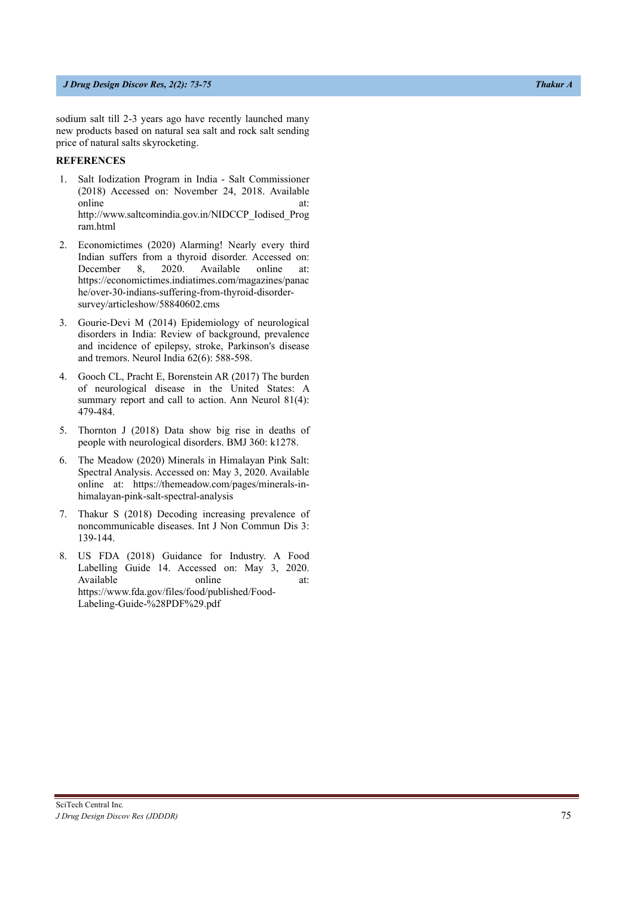sodium salt till 2-3 years ago have recently launched many new products based on natural sea salt and rock salt sending price of natural salts skyrocketing.

## REFERENCES

1. Salt Iodization Program in India - Salt Commissioner (2018) Accessed on: November 24, 2018. Available online at: http://www.saltcomindia.gov.in/NIDCCP_Iodised_Program.html

2. Economictimes (2020) Alarming! Nearly every third Indian suffers from a thyroid disorder. Accessed on: December 8, 2020. Available online at: https://economictimes.indiatimes.com/magazines/panache/over-30-indians-suffering-from-thyroid-disorder-survey/articleshow/58840602.cms

3. Gourie-Devi M (2014) Epidemiology of neurological disorders in India: Review of background, prevalence and incidence of epilepsy, stroke, Parkinson's disease and tremors. Neurol India 62(6): 588-598.

4. Gooch CL, Pracht E, Borenstein AR (2017) The burden of neurological disease in the United States: A summary report and call to action. Ann Neurol 81(4): 479-484.

5. Thornton J (2018) Data show big rise in deaths of people with neurological disorders. BMJ 360: k1278.

6. The Meadow (2020) Minerals in Himalayan Pink Salt: Spectral Analysis. Accessed on: May 3, 2020. Available online at: https://themeadow.com/pages/minerals-in-himalayan-pink-salt-spectral-analysis

7. Thakur S (2018) Decoding increasing prevalence of noncommunicable diseases. Int J Non Commun Dis 3: 139-144.

8. US FDA (2018) Guidance for Industry. A Food Labelling Guide 14. Accessed on: May 3, 2020. Available online at: https://www.fda.gov/files/food/published/Food-Labeling-Guide-%28PDF%29.pdf